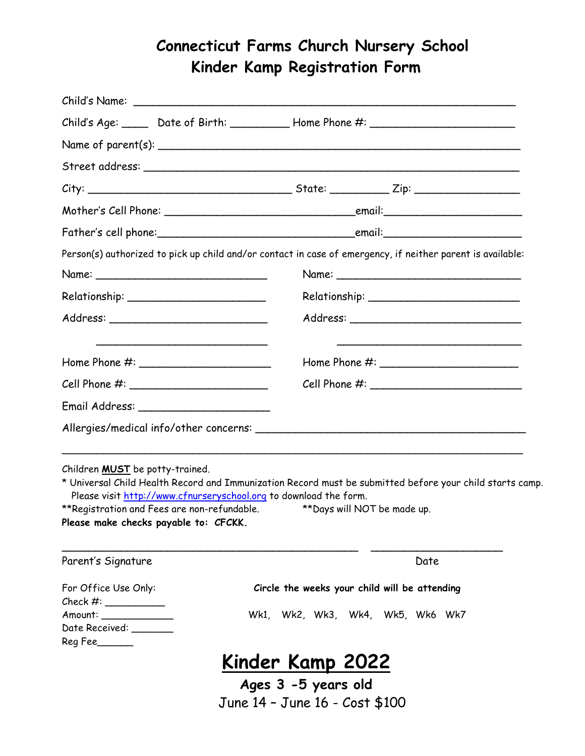# Connecticut Farms Church Nursery School
# Kinder Kamp Registration Form

Child's Name: ___________________________________________________________

Child's Age: ____ Date of Birth: _________ Home Phone #: _____________________

Name of parent(s): ______________________________________________________

Street address: ________________________________________________________

City: ______________________________ State: _________ Zip: ________________

Mother's Cell Phone: ___________________________email:_____________________

Father's cell phone:___________________________email:_____________________

Person(s) authorized to pick up child and/or contact in case of emergency, if neither parent is available:

Name: _________________________ Name: ___________________________

Relationship: ____________________ Relationship: ______________________

Address: _______________________ Address: _________________________

_________________________ _____________________________

Home Phone #: ___________________ Home Phone #: ____________________

Cell Phone #: ____________________ Cell Phone #: _____________________

Email Address: ___________________

Allergies/medical info/other concerns: _________________________________________

____________________________________________________________________

Children **MUST** be potty-trained.

\* Universal Child Health Record and Immunization Record must be submitted before your child starts camp. Please visit http://www.cfnurseryschool.org to download the form.

\*\*Registration and Fees are non-refundable. \*\*Days will NOT be made up.

**Please make checks payable to: CFCKK.**

_____________________________________________ ____________________

Parent's Signature Date

For Office Use Only:
Check #: __________
Amount: ____________
Date Received: _______
Reg Fee______

**Circle the weeks your child will be attending**

Wk1, Wk2, Wk3, Wk4, Wk5, Wk6 Wk7

# Kinder Kamp 2022

**Ages 3 -5 years old**

June 14 – June 16 - Cost $100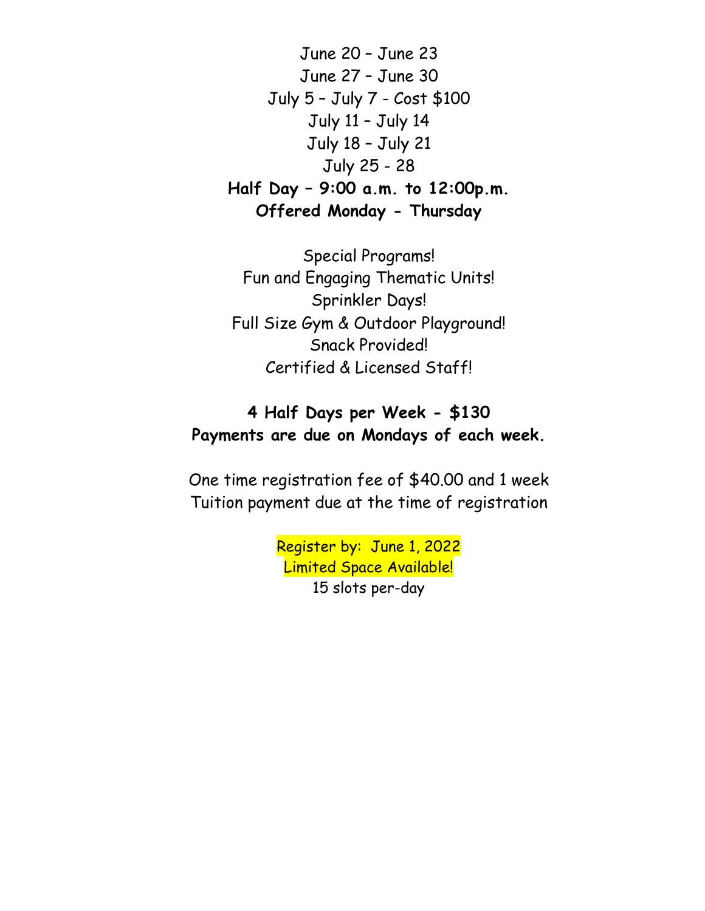June 20 – June 23
June 27 – June 30
July 5 – July 7 - Cost $100
July 11 – July 14
July 18 – July 21
July 25 - 28

**Half Day – 9:00 a.m. to 12:00p.m.**
**Offered Monday - Thursday**

Special Programs!
Fun and Engaging Thematic Units!
Sprinkler Days!
Full Size Gym & Outdoor Playground!
Snack Provided!
Certified & Licensed Staff!

**4 Half Days per Week - $130**
**Payments are due on Mondays of each week.**

One time registration fee of $40.00 and 1 week Tuition payment due at the time of registration

Register by: June 1, 2022
Limited Space Available!
15 slots per-day